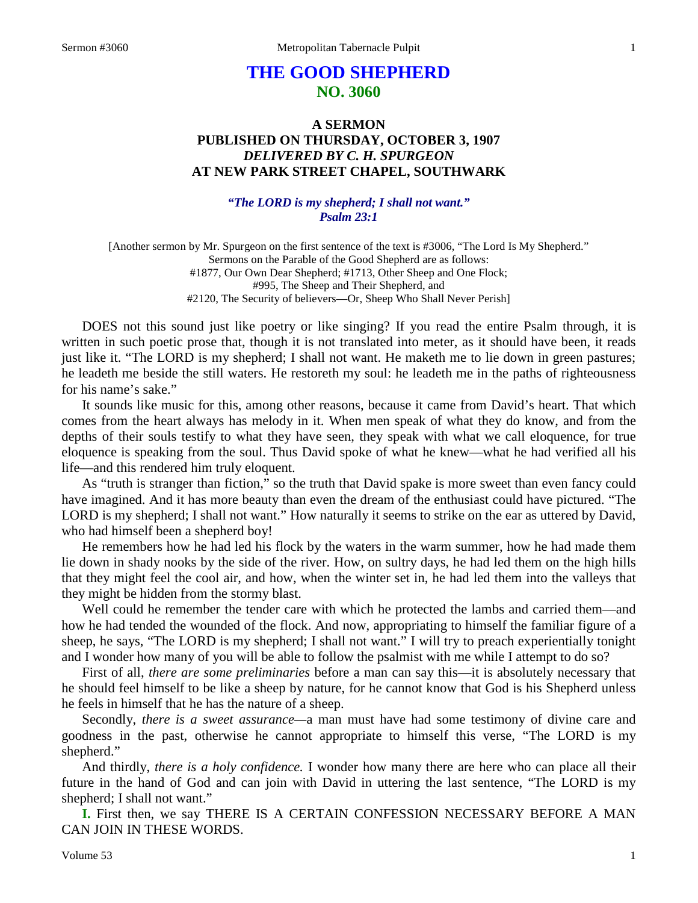# THE GOOD SHEPHERD
## NO. 3060

### A SERMON
### PUBLISHED ON THURSDAY, OCTOBER 3, 1907
### *DELIVERED BY C. H. SPURGEON*
### AT NEW PARK STREET CHAPEL, SOUTHWARK

***"The LORD is my shepherd; I shall not want." Psalm 23:1***

[Another sermon by Mr. Spurgeon on the first sentence of the text is #3006, "The Lord Is My Shepherd." Sermons on the Parable of the Good Shepherd are as follows:
#1877, Our Own Dear Shepherd; #1713, Other Sheep and One Flock;
#995, The Sheep and Their Shepherd, and
#2120, The Security of believers—Or, Sheep Who Shall Never Perish]

DOES not this sound just like poetry or like singing? If you read the entire Psalm through, it is written in such poetic prose that, though it is not translated into meter, as it should have been, it reads just like it. "The LORD is my shepherd; I shall not want. He maketh me to lie down in green pastures; he leadeth me beside the still waters. He restoreth my soul: he leadeth me in the paths of righteousness for his name's sake."

It sounds like music for this, among other reasons, because it came from David's heart. That which comes from the heart always has melody in it. When men speak of what they do know, and from the depths of their souls testify to what they have seen, they speak with what we call eloquence, for true eloquence is speaking from the soul. Thus David spoke of what he knew—what he had verified all his life—and this rendered him truly eloquent.

As "truth is stranger than fiction," so the truth that David spake is more sweet than even fancy could have imagined. And it has more beauty than even the dream of the enthusiast could have pictured. "The LORD is my shepherd; I shall not want." How naturally it seems to strike on the ear as uttered by David, who had himself been a shepherd boy!

He remembers how he had led his flock by the waters in the warm summer, how he had made them lie down in shady nooks by the side of the river. How, on sultry days, he had led them on the high hills that they might feel the cool air, and how, when the winter set in, he had led them into the valleys that they might be hidden from the stormy blast.

Well could he remember the tender care with which he protected the lambs and carried them—and how he had tended the wounded of the flock. And now, appropriating to himself the familiar figure of a sheep, he says, "The LORD is my shepherd; I shall not want." I will try to preach experientially tonight and I wonder how many of you will be able to follow the psalmist with me while I attempt to do so?

First of all, *there are some preliminaries* before a man can say this—it is absolutely necessary that he should feel himself to be like a sheep by nature, for he cannot know that God is his Shepherd unless he feels in himself that he has the nature of a sheep.

Secondly, *there is a sweet assurance*—a man must have had some testimony of divine care and goodness in the past, otherwise he cannot appropriate to himself this verse, "The LORD is my shepherd."

And thirdly, *there is a holy confidence.* I wonder how many there are here who can place all their future in the hand of God and can join with David in uttering the last sentence, "The LORD is my shepherd; I shall not want."

**I.** First then, we say THERE IS A CERTAIN CONFESSION NECESSARY BEFORE A MAN CAN JOIN IN THESE WORDS.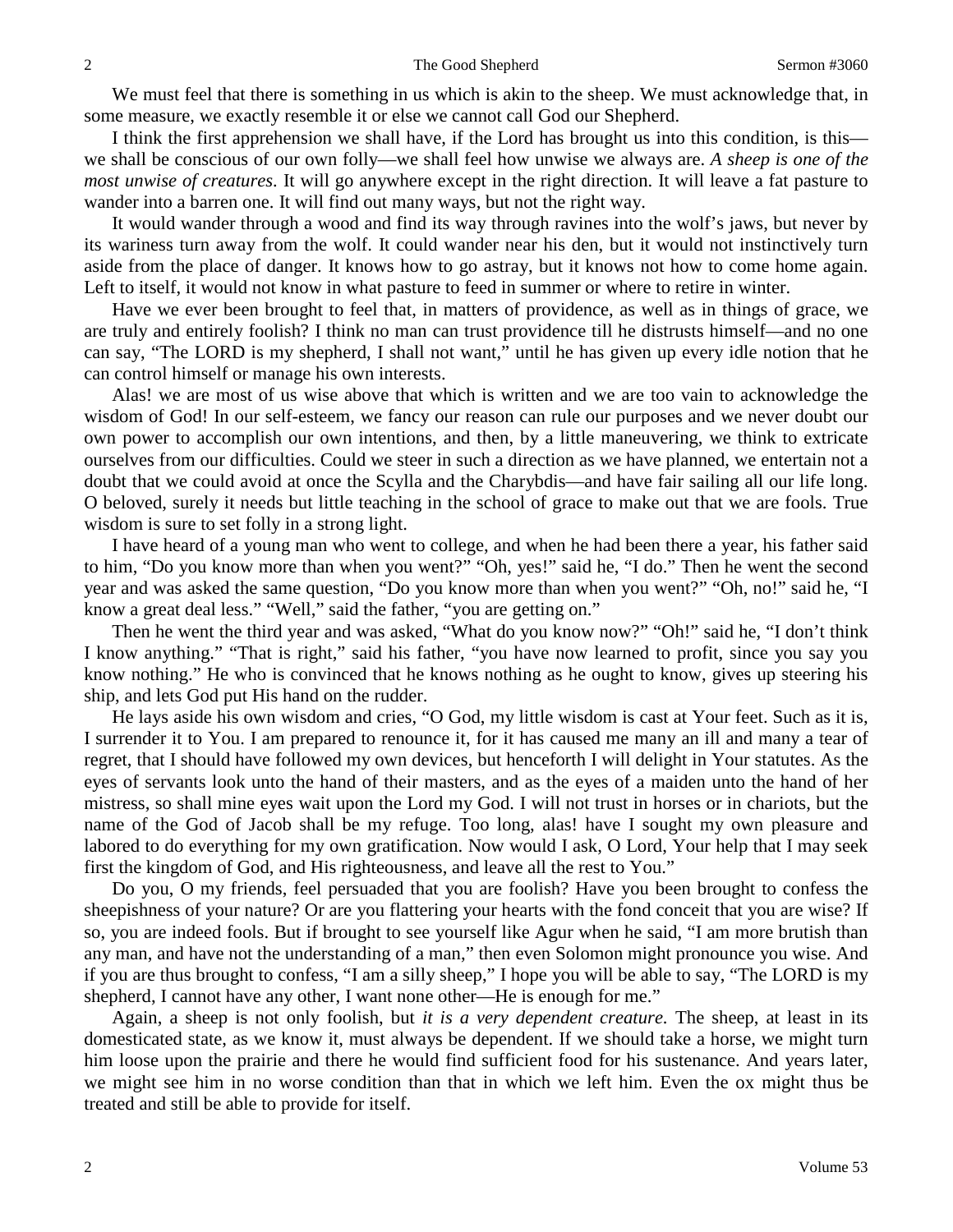We must feel that there is something in us which is akin to the sheep. We must acknowledge that, in some measure, we exactly resemble it or else we cannot call God our Shepherd.

I think the first apprehension we shall have, if the Lord has brought us into this condition, is this—we shall be conscious of our own folly—we shall feel how unwise we always are. *A sheep is one of the most unwise of creatures.* It will go anywhere except in the right direction. It will leave a fat pasture to wander into a barren one. It will find out many ways, but not the right way.

It would wander through a wood and find its way through ravines into the wolf's jaws, but never by its wariness turn away from the wolf. It could wander near his den, but it would not instinctively turn aside from the place of danger. It knows how to go astray, but it knows not how to come home again. Left to itself, it would not know in what pasture to feed in summer or where to retire in winter.

Have we ever been brought to feel that, in matters of providence, as well as in things of grace, we are truly and entirely foolish? I think no man can trust providence till he distrusts himself—and no one can say, "The LORD is my shepherd, I shall not want," until he has given up every idle notion that he can control himself or manage his own interests.

Alas! we are most of us wise above that which is written and we are too vain to acknowledge the wisdom of God! In our self-esteem, we fancy our reason can rule our purposes and we never doubt our own power to accomplish our own intentions, and then, by a little maneuvering, we think to extricate ourselves from our difficulties. Could we steer in such a direction as we have planned, we entertain not a doubt that we could avoid at once the Scylla and the Charybdis—and have fair sailing all our life long. O beloved, surely it needs but little teaching in the school of grace to make out that we are fools. True wisdom is sure to set folly in a strong light.

I have heard of a young man who went to college, and when he had been there a year, his father said to him, "Do you know more than when you went?" "Oh, yes!" said he, "I do." Then he went the second year and was asked the same question, "Do you know more than when you went?" "Oh, no!" said he, "I know a great deal less." "Well," said the father, "you are getting on."

Then he went the third year and was asked, "What do you know now?" "Oh!" said he, "I don't think I know anything." "That is right," said his father, "you have now learned to profit, since you say you know nothing." He who is convinced that he knows nothing as he ought to know, gives up steering his ship, and lets God put His hand on the rudder.

He lays aside his own wisdom and cries, "O God, my little wisdom is cast at Your feet. Such as it is, I surrender it to You. I am prepared to renounce it, for it has caused me many an ill and many a tear of regret, that I should have followed my own devices, but henceforth I will delight in Your statutes. As the eyes of servants look unto the hand of their masters, and as the eyes of a maiden unto the hand of her mistress, so shall mine eyes wait upon the Lord my God. I will not trust in horses or in chariots, but the name of the God of Jacob shall be my refuge. Too long, alas! have I sought my own pleasure and labored to do everything for my own gratification. Now would I ask, O Lord, Your help that I may seek first the kingdom of God, and His righteousness, and leave all the rest to You."

Do you, O my friends, feel persuaded that you are foolish? Have you been brought to confess the sheepishness of your nature? Or are you flattering your hearts with the fond conceit that you are wise? If so, you are indeed fools. But if brought to see yourself like Agur when he said, "I am more brutish than any man, and have not the understanding of a man," then even Solomon might pronounce you wise. And if you are thus brought to confess, "I am a silly sheep," I hope you will be able to say, "The LORD is my shepherd, I cannot have any other, I want none other—He is enough for me."

Again, a sheep is not only foolish, but *it is a very dependent creature*. The sheep, at least in its domesticated state, as we know it, must always be dependent. If we should take a horse, we might turn him loose upon the prairie and there he would find sufficient food for his sustenance. And years later, we might see him in no worse condition than that in which we left him. Even the ox might thus be treated and still be able to provide for itself.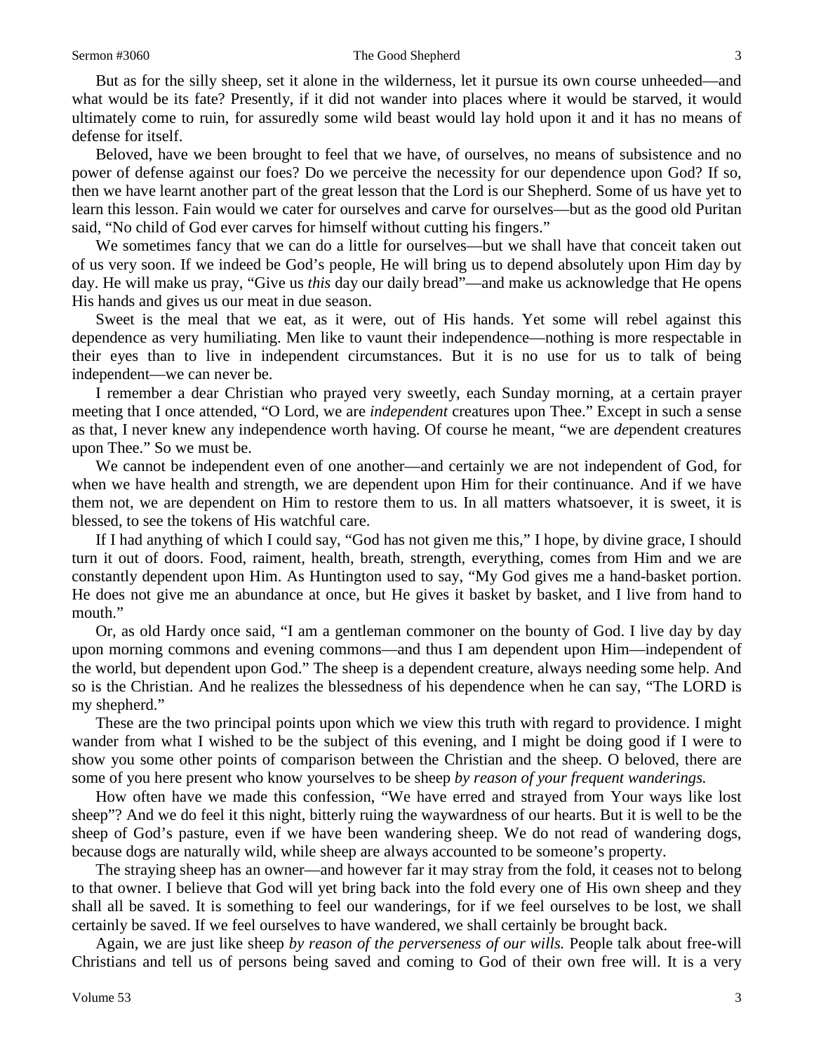But as for the silly sheep, set it alone in the wilderness, let it pursue its own course unheeded—and what would be its fate? Presently, if it did not wander into places where it would be starved, it would ultimately come to ruin, for assuredly some wild beast would lay hold upon it and it has no means of defense for itself.

Beloved, have we been brought to feel that we have, of ourselves, no means of subsistence and no power of defense against our foes? Do we perceive the necessity for our dependence upon God? If so, then we have learnt another part of the great lesson that the Lord is our Shepherd. Some of us have yet to learn this lesson. Fain would we cater for ourselves and carve for ourselves—but as the good old Puritan said, "No child of God ever carves for himself without cutting his fingers."

We sometimes fancy that we can do a little for ourselves—but we shall have that conceit taken out of us very soon. If we indeed be God's people, He will bring us to depend absolutely upon Him day by day. He will make us pray, "Give us *this* day our daily bread"—and make us acknowledge that He opens His hands and gives us our meat in due season.

Sweet is the meal that we eat, as it were, out of His hands. Yet some will rebel against this dependence as very humiliating. Men like to vaunt their independence—nothing is more respectable in their eyes than to live in independent circumstances. But it is no use for us to talk of being independent—we can never be.

I remember a dear Christian who prayed very sweetly, each Sunday morning, at a certain prayer meeting that I once attended, "O Lord, we are *independent* creatures upon Thee." Except in such a sense as that, I never knew any independence worth having. Of course he meant, "we are *de*pendent creatures upon Thee." So we must be.

We cannot be independent even of one another—and certainly we are not independent of God, for when we have health and strength, we are dependent upon Him for their continuance. And if we have them not, we are dependent on Him to restore them to us. In all matters whatsoever, it is sweet, it is blessed, to see the tokens of His watchful care.

If I had anything of which I could say, "God has not given me this," I hope, by divine grace, I should turn it out of doors. Food, raiment, health, breath, strength, everything, comes from Him and we are constantly dependent upon Him. As Huntington used to say, "My God gives me a hand-basket portion. He does not give me an abundance at once, but He gives it basket by basket, and I live from hand to mouth."

Or, as old Hardy once said, "I am a gentleman commoner on the bounty of God. I live day by day upon morning commons and evening commons—and thus I am dependent upon Him—independent of the world, but dependent upon God." The sheep is a dependent creature, always needing some help. And so is the Christian. And he realizes the blessedness of his dependence when he can say, "The LORD is my shepherd."

These are the two principal points upon which we view this truth with regard to providence. I might wander from what I wished to be the subject of this evening, and I might be doing good if I were to show you some other points of comparison between the Christian and the sheep. O beloved, there are some of you here present who know yourselves to be sheep *by reason of your frequent wanderings.*

How often have we made this confession, "We have erred and strayed from Your ways like lost sheep"? And we do feel it this night, bitterly ruing the waywardness of our hearts. But it is well to be the sheep of God's pasture, even if we have been wandering sheep. We do not read of wandering dogs, because dogs are naturally wild, while sheep are always accounted to be someone's property.

The straying sheep has an owner—and however far it may stray from the fold, it ceases not to belong to that owner. I believe that God will yet bring back into the fold every one of His own sheep and they shall all be saved. It is something to feel our wanderings, for if we feel ourselves to be lost, we shall certainly be saved. If we feel ourselves to have wandered, we shall certainly be brought back.

Again, we are just like sheep *by reason of the perverseness of our wills.* People talk about free-will Christians and tell us of persons being saved and coming to God of their own free will. It is a very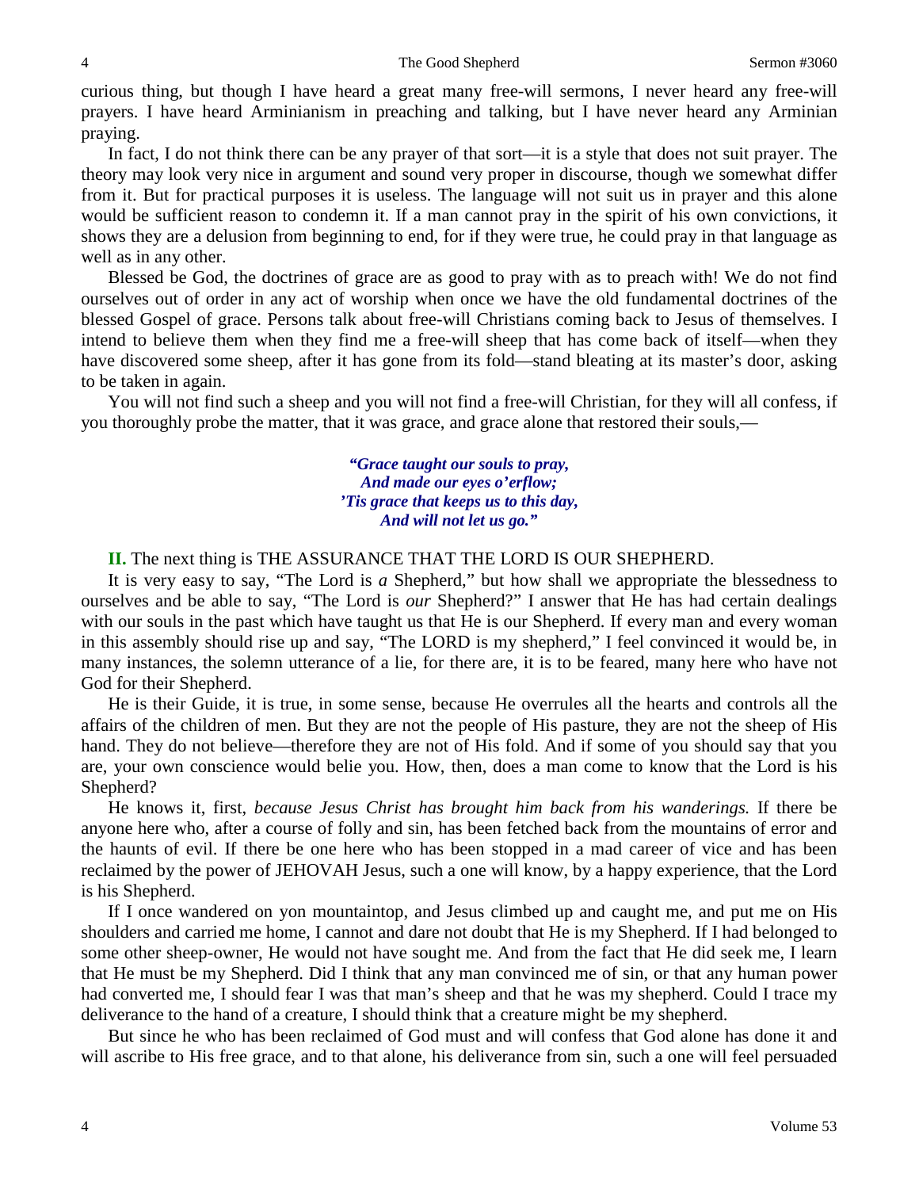curious thing, but though I have heard a great many free-will sermons, I never heard any free-will prayers. I have heard Arminianism in preaching and talking, but I have never heard any Arminian praying.

In fact, I do not think there can be any prayer of that sort—it is a style that does not suit prayer. The theory may look very nice in argument and sound very proper in discourse, though we somewhat differ from it. But for practical purposes it is useless. The language will not suit us in prayer and this alone would be sufficient reason to condemn it. If a man cannot pray in the spirit of his own convictions, it shows they are a delusion from beginning to end, for if they were true, he could pray in that language as well as in any other.

Blessed be God, the doctrines of grace are as good to pray with as to preach with! We do not find ourselves out of order in any act of worship when once we have the old fundamental doctrines of the blessed Gospel of grace. Persons talk about free-will Christians coming back to Jesus of themselves. I intend to believe them when they find me a free-will sheep that has come back of itself—when they have discovered some sheep, after it has gone from its fold—stand bleating at its master's door, asking to be taken in again.

You will not find such a sheep and you will not find a free-will Christian, for they will all confess, if you thoroughly probe the matter, that it was grace, and grace alone that restored their souls,—

> ***"Grace taught our souls to pray,***
> ***And made our eyes o'erflow;***
> ***'Tis grace that keeps us to this day,***
> ***And will not let us go."***

**II.** The next thing is THE ASSURANCE THAT THE LORD IS OUR SHEPHERD.

It is very easy to say, "The Lord is *a* Shepherd," but how shall we appropriate the blessedness to ourselves and be able to say, "The Lord is *our* Shepherd?" I answer that He has had certain dealings with our souls in the past which have taught us that He is our Shepherd. If every man and every woman in this assembly should rise up and say, "The LORD is my shepherd," I feel convinced it would be, in many instances, the solemn utterance of a lie, for there are, it is to be feared, many here who have not God for their Shepherd.

He is their Guide, it is true, in some sense, because He overrules all the hearts and controls all the affairs of the children of men. But they are not the people of His pasture, they are not the sheep of His hand. They do not believe—therefore they are not of His fold. And if some of you should say that you are, your own conscience would belie you. How, then, does a man come to know that the Lord is his Shepherd?

He knows it, first, *because Jesus Christ has brought him back from his wanderings.* If there be anyone here who, after a course of folly and sin, has been fetched back from the mountains of error and the haunts of evil. If there be one here who has been stopped in a mad career of vice and has been reclaimed by the power of JEHOVAH Jesus, such a one will know, by a happy experience, that the Lord is his Shepherd.

If I once wandered on yon mountaintop, and Jesus climbed up and caught me, and put me on His shoulders and carried me home, I cannot and dare not doubt that He is my Shepherd. If I had belonged to some other sheep-owner, He would not have sought me. And from the fact that He did seek me, I learn that He must be my Shepherd. Did I think that any man convinced me of sin, or that any human power had converted me, I should fear I was that man's sheep and that he was my shepherd. Could I trace my deliverance to the hand of a creature, I should think that a creature might be my shepherd.

But since he who has been reclaimed of God must and will confess that God alone has done it and will ascribe to His free grace, and to that alone, his deliverance from sin, such a one will feel persuaded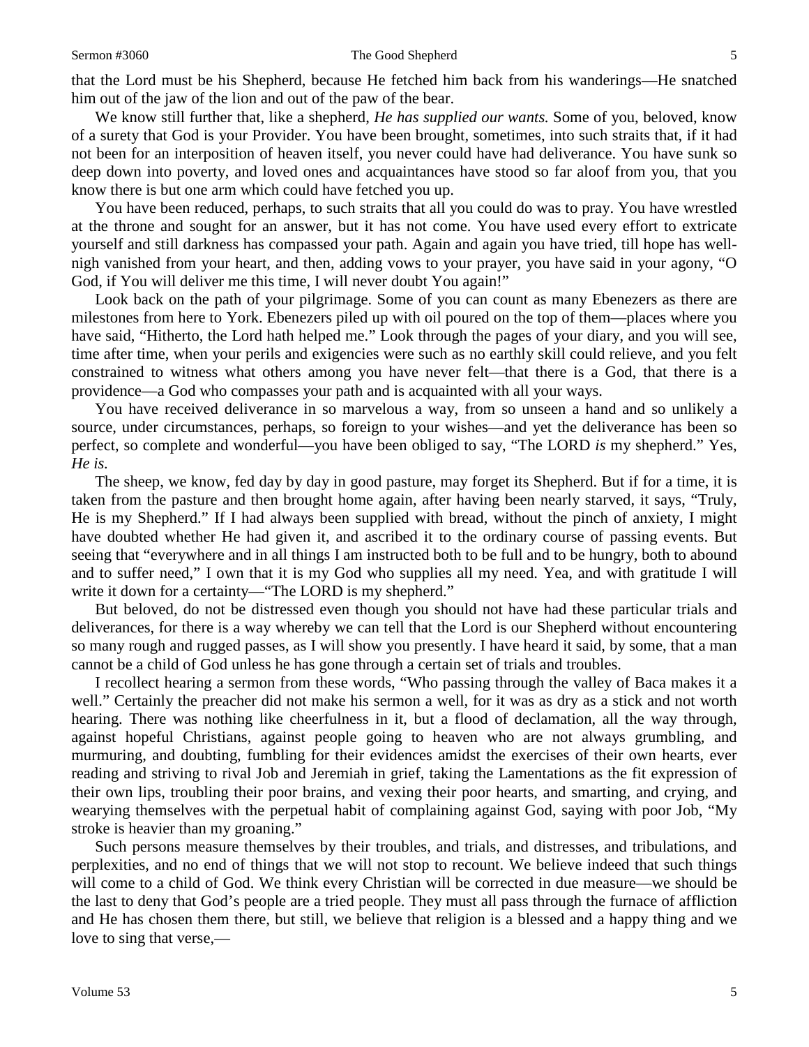that the Lord must be his Shepherd, because He fetched him back from his wanderings—He snatched him out of the jaw of the lion and out of the paw of the bear.

We know still further that, like a shepherd, *He has supplied our wants.* Some of you, beloved, know of a surety that God is your Provider. You have been brought, sometimes, into such straits that, if it had not been for an interposition of heaven itself, you never could have had deliverance. You have sunk so deep down into poverty, and loved ones and acquaintances have stood so far aloof from you, that you know there is but one arm which could have fetched you up.

You have been reduced, perhaps, to such straits that all you could do was to pray. You have wrestled at the throne and sought for an answer, but it has not come. You have used every effort to extricate yourself and still darkness has compassed your path. Again and again you have tried, till hope has well-nigh vanished from your heart, and then, adding vows to your prayer, you have said in your agony, "O God, if You will deliver me this time, I will never doubt You again!"

Look back on the path of your pilgrimage. Some of you can count as many Ebenezers as there are milestones from here to York. Ebenezers piled up with oil poured on the top of them—places where you have said, "Hitherto, the Lord hath helped me." Look through the pages of your diary, and you will see, time after time, when your perils and exigencies were such as no earthly skill could relieve, and you felt constrained to witness what others among you have never felt—that there is a God, that there is a providence—a God who compasses your path and is acquainted with all your ways.

You have received deliverance in so marvelous a way, from so unseen a hand and so unlikely a source, under circumstances, perhaps, so foreign to your wishes—and yet the deliverance has been so perfect, so complete and wonderful—you have been obliged to say, "The LORD *is* my shepherd." Yes, *He is.*

The sheep, we know, fed day by day in good pasture, may forget its Shepherd. But if for a time, it is taken from the pasture and then brought home again, after having been nearly starved, it says, "Truly, He is my Shepherd." If I had always been supplied with bread, without the pinch of anxiety, I might have doubted whether He had given it, and ascribed it to the ordinary course of passing events. But seeing that "everywhere and in all things I am instructed both to be full and to be hungry, both to abound and to suffer need," I own that it is my God who supplies all my need. Yea, and with gratitude I will write it down for a certainty—"The LORD is my shepherd."

But beloved, do not be distressed even though you should not have had these particular trials and deliverances, for there is a way whereby we can tell that the Lord is our Shepherd without encountering so many rough and rugged passes, as I will show you presently. I have heard it said, by some, that a man cannot be a child of God unless he has gone through a certain set of trials and troubles.

I recollect hearing a sermon from these words, "Who passing through the valley of Baca makes it a well." Certainly the preacher did not make his sermon a well, for it was as dry as a stick and not worth hearing. There was nothing like cheerfulness in it, but a flood of declamation, all the way through, against hopeful Christians, against people going to heaven who are not always grumbling, and murmuring, and doubting, fumbling for their evidences amidst the exercises of their own hearts, ever reading and striving to rival Job and Jeremiah in grief, taking the Lamentations as the fit expression of their own lips, troubling their poor brains, and vexing their poor hearts, and smarting, and crying, and wearying themselves with the perpetual habit of complaining against God, saying with poor Job, "My stroke is heavier than my groaning."

Such persons measure themselves by their troubles, and trials, and distresses, and tribulations, and perplexities, and no end of things that we will not stop to recount. We believe indeed that such things will come to a child of God. We think every Christian will be corrected in due measure—we should be the last to deny that God's people are a tried people. They must all pass through the furnace of affliction and He has chosen them there, but still, we believe that religion is a blessed and a happy thing and we love to sing that verse,—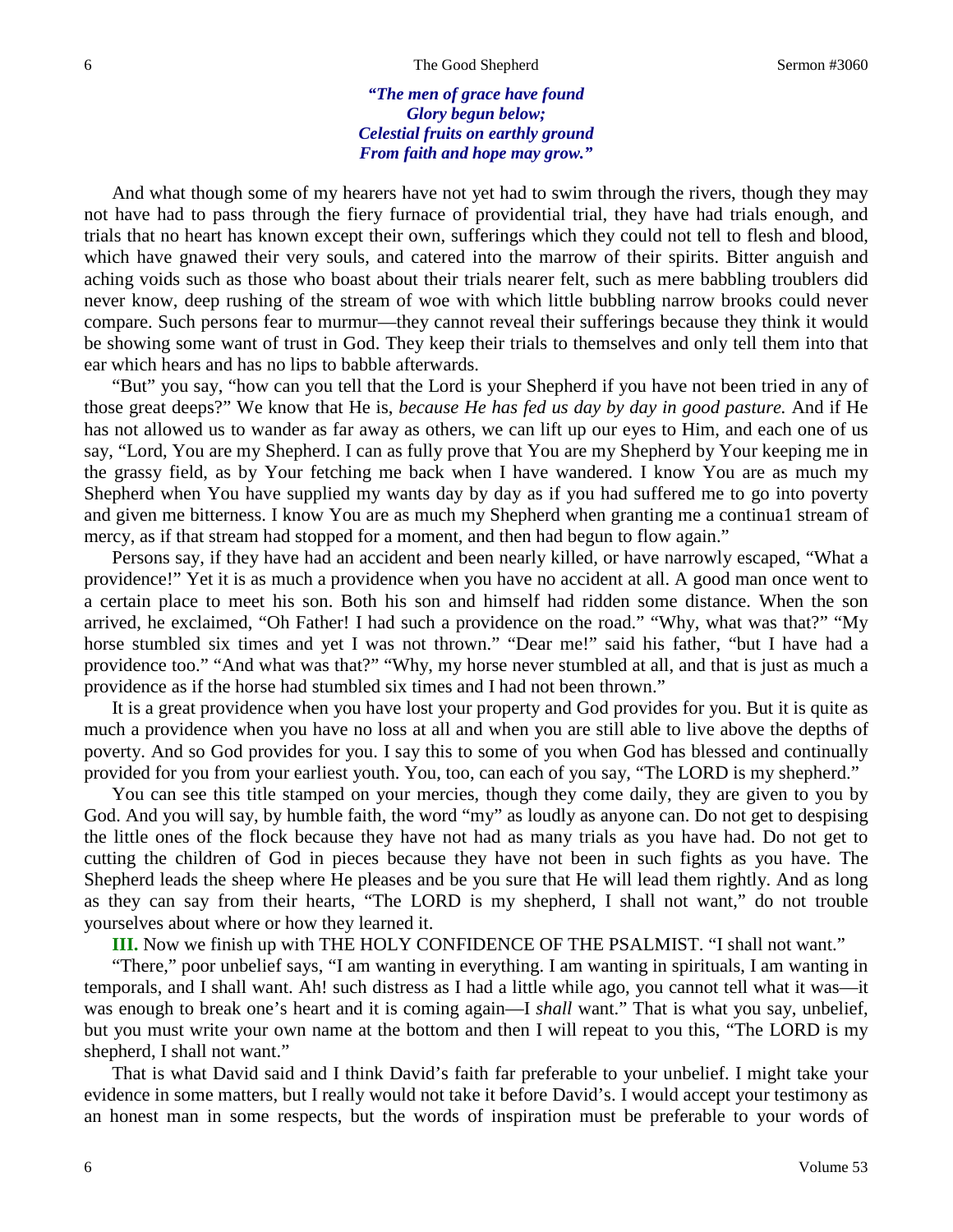*"The men of grace have found*
*Glory begun below;*
*Celestial fruits on earthly ground*
*From faith and hope may grow."*

And what though some of my hearers have not yet had to swim through the rivers, though they may not have had to pass through the fiery furnace of providential trial, they have had trials enough, and trials that no heart has known except their own, sufferings which they could not tell to flesh and blood, which have gnawed their very souls, and catered into the marrow of their spirits. Bitter anguish and aching voids such as those who boast about their trials nearer felt, such as mere babbling troublers did never know, deep rushing of the stream of woe with which little bubbling narrow brooks could never compare. Such persons fear to murmur—they cannot reveal their sufferings because they think it would be showing some want of trust in God. They keep their trials to themselves and only tell them into that ear which hears and has no lips to babble afterwards.

"But" you say, "how can you tell that the Lord is your Shepherd if you have not been tried in any of those great deeps?" We know that He is, *because He has fed us day by day in good pasture.* And if He has not allowed us to wander as far away as others, we can lift up our eyes to Him, and each one of us say, "Lord, You are my Shepherd. I can as fully prove that You are my Shepherd by Your keeping me in the grassy field, as by Your fetching me back when I have wandered. I know You are as much my Shepherd when You have supplied my wants day by day as if you had suffered me to go into poverty and given me bitterness. I know You are as much my Shepherd when granting me a continua1 stream of mercy, as if that stream had stopped for a moment, and then had begun to flow again."

Persons say, if they have had an accident and been nearly killed, or have narrowly escaped, "What a providence!" Yet it is as much a providence when you have no accident at all. A good man once went to a certain place to meet his son. Both his son and himself had ridden some distance. When the son arrived, he exclaimed, "Oh Father! I had such a providence on the road." "Why, what was that?" "My horse stumbled six times and yet I was not thrown." "Dear me!" said his father, "but I have had a providence too." "And what was that?" "Why, my horse never stumbled at all, and that is just as much a providence as if the horse had stumbled six times and I had not been thrown."

It is a great providence when you have lost your property and God provides for you. But it is quite as much a providence when you have no loss at all and when you are still able to live above the depths of poverty. And so God provides for you. I say this to some of you when God has blessed and continually provided for you from your earliest youth. You, too, can each of you say, "The LORD is my shepherd."

You can see this title stamped on your mercies, though they come daily, they are given to you by God. And you will say, by humble faith, the word "my" as loudly as anyone can. Do not get to despising the little ones of the flock because they have not had as many trials as you have had. Do not get to cutting the children of God in pieces because they have not been in such fights as you have. The Shepherd leads the sheep where He pleases and be you sure that He will lead them rightly. And as long as they can say from their hearts, "The LORD is my shepherd, I shall not want," do not trouble yourselves about where or how they learned it.

**III.** Now we finish up with THE HOLY CONFIDENCE OF THE PSALMIST. "I shall not want."

"There," poor unbelief says, "I am wanting in everything. I am wanting in spirituals, I am wanting in temporals, and I shall want. Ah! such distress as I had a little while ago, you cannot tell what it was—it was enough to break one's heart and it is coming again—I *shall* want." That is what you say, unbelief, but you must write your own name at the bottom and then I will repeat to you this, "The LORD is my shepherd, I shall not want."

That is what David said and I think David's faith far preferable to your unbelief. I might take your evidence in some matters, but I really would not take it before David's. I would accept your testimony as an honest man in some respects, but the words of inspiration must be preferable to your words of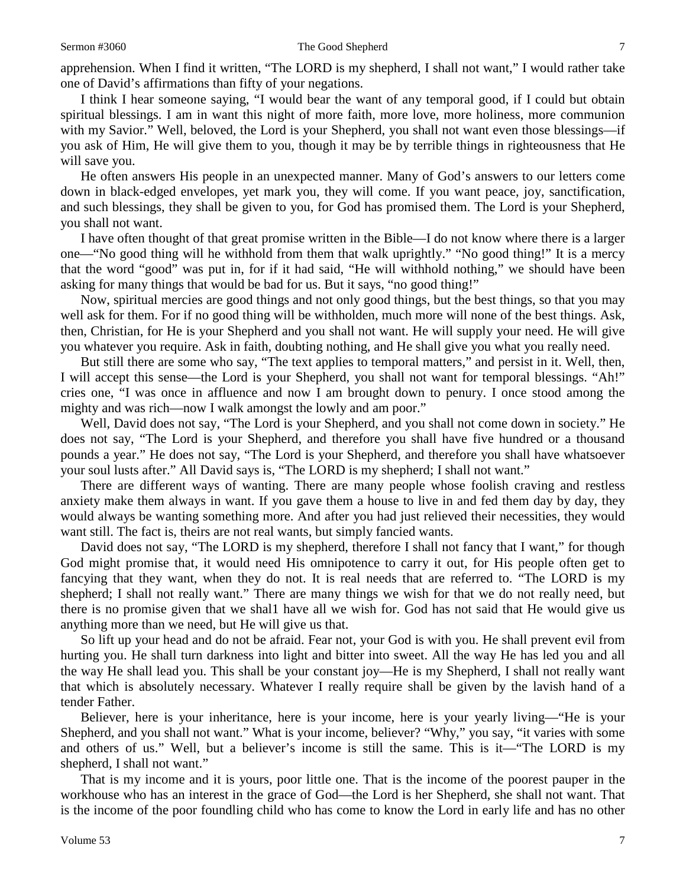apprehension. When I find it written, "The LORD is my shepherd, I shall not want," I would rather take one of David's affirmations than fifty of your negations.

I think I hear someone saying, "I would bear the want of any temporal good, if I could but obtain spiritual blessings. I am in want this night of more faith, more love, more holiness, more communion with my Savior." Well, beloved, the Lord is your Shepherd, you shall not want even those blessings—if you ask of Him, He will give them to you, though it may be by terrible things in righteousness that He will save you.

He often answers His people in an unexpected manner. Many of God's answers to our letters come down in black-edged envelopes, yet mark you, they will come. If you want peace, joy, sanctification, and such blessings, they shall be given to you, for God has promised them. The Lord is your Shepherd, you shall not want.

I have often thought of that great promise written in the Bible—I do not know where there is a larger one—"No good thing will he withhold from them that walk uprightly." "No good thing!" It is a mercy that the word "good" was put in, for if it had said, "He will withhold nothing," we should have been asking for many things that would be bad for us. But it says, "no good thing!"

Now, spiritual mercies are good things and not only good things, but the best things, so that you may well ask for them. For if no good thing will be withholden, much more will none of the best things. Ask, then, Christian, for He is your Shepherd and you shall not want. He will supply your need. He will give you whatever you require. Ask in faith, doubting nothing, and He shall give you what you really need.

But still there are some who say, "The text applies to temporal matters," and persist in it. Well, then, I will accept this sense—the Lord is your Shepherd, you shall not want for temporal blessings. "Ah!" cries one, "I was once in affluence and now I am brought down to penury. I once stood among the mighty and was rich—now I walk amongst the lowly and am poor."

Well, David does not say, "The Lord is your Shepherd, and you shall not come down in society." He does not say, "The Lord is your Shepherd, and therefore you shall have five hundred or a thousand pounds a year." He does not say, "The Lord is your Shepherd, and therefore you shall have whatsoever your soul lusts after." All David says is, "The LORD is my shepherd; I shall not want."

There are different ways of wanting. There are many people whose foolish craving and restless anxiety make them always in want. If you gave them a house to live in and fed them day by day, they would always be wanting something more. And after you had just relieved their necessities, they would want still. The fact is, theirs are not real wants, but simply fancied wants.

David does not say, "The LORD is my shepherd, therefore I shall not fancy that I want," for though God might promise that, it would need His omnipotence to carry it out, for His people often get to fancying that they want, when they do not. It is real needs that are referred to. "The LORD is my shepherd; I shall not really want." There are many things we wish for that we do not really need, but there is no promise given that we shal1 have all we wish for. God has not said that He would give us anything more than we need, but He will give us that.

So lift up your head and do not be afraid. Fear not, your God is with you. He shall prevent evil from hurting you. He shall turn darkness into light and bitter into sweet. All the way He has led you and all the way He shall lead you. This shall be your constant joy—He is my Shepherd, I shall not really want that which is absolutely necessary. Whatever I really require shall be given by the lavish hand of a tender Father.

Believer, here is your inheritance, here is your income, here is your yearly living—"He is your Shepherd, and you shall not want." What is your income, believer? "Why," you say, "it varies with some and others of us." Well, but a believer's income is still the same. This is it—"The LORD is my shepherd, I shall not want."

That is my income and it is yours, poor little one. That is the income of the poorest pauper in the workhouse who has an interest in the grace of God—the Lord is her Shepherd, she shall not want. That is the income of the poor foundling child who has come to know the Lord in early life and has no other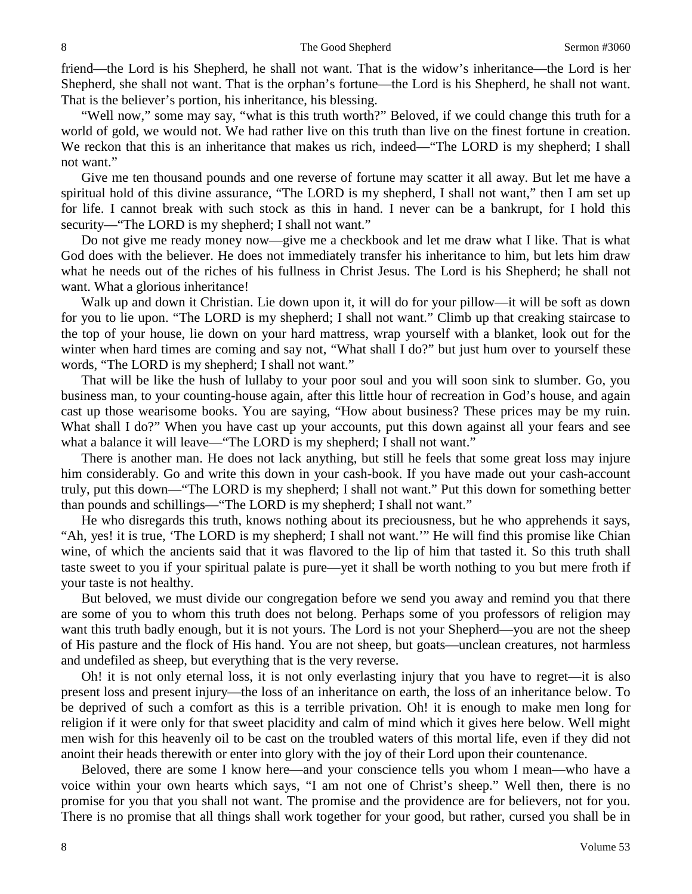friend—the Lord is his Shepherd, he shall not want. That is the widow's inheritance—the Lord is her Shepherd, she shall not want. That is the orphan's fortune—the Lord is his Shepherd, he shall not want. That is the believer's portion, his inheritance, his blessing.

"Well now," some may say, "what is this truth worth?" Beloved, if we could change this truth for a world of gold, we would not. We had rather live on this truth than live on the finest fortune in creation. We reckon that this is an inheritance that makes us rich, indeed—"The LORD is my shepherd; I shall not want."

Give me ten thousand pounds and one reverse of fortune may scatter it all away. But let me have a spiritual hold of this divine assurance, "The LORD is my shepherd, I shall not want," then I am set up for life. I cannot break with such stock as this in hand. I never can be a bankrupt, for I hold this security—"The LORD is my shepherd; I shall not want."

Do not give me ready money now—give me a checkbook and let me draw what I like. That is what God does with the believer. He does not immediately transfer his inheritance to him, but lets him draw what he needs out of the riches of his fullness in Christ Jesus. The Lord is his Shepherd; he shall not want. What a glorious inheritance!

Walk up and down it Christian. Lie down upon it, it will do for your pillow—it will be soft as down for you to lie upon. "The LORD is my shepherd; I shall not want." Climb up that creaking staircase to the top of your house, lie down on your hard mattress, wrap yourself with a blanket, look out for the winter when hard times are coming and say not, "What shall I do?" but just hum over to yourself these words, "The LORD is my shepherd; I shall not want."

That will be like the hush of lullaby to your poor soul and you will soon sink to slumber. Go, you business man, to your counting-house again, after this little hour of recreation in God's house, and again cast up those wearisome books. You are saying, "How about business? These prices may be my ruin. What shall I do?" When you have cast up your accounts, put this down against all your fears and see what a balance it will leave—"The LORD is my shepherd; I shall not want."

There is another man. He does not lack anything, but still he feels that some great loss may injure him considerably. Go and write this down in your cash-book. If you have made out your cash-account truly, put this down—"The LORD is my shepherd; I shall not want." Put this down for something better than pounds and schillings—"The LORD is my shepherd; I shall not want."

He who disregards this truth, knows nothing about its preciousness, but he who apprehends it says, "Ah, yes! it is true, 'The LORD is my shepherd; I shall not want.'" He will find this promise like Chian wine, of which the ancients said that it was flavored to the lip of him that tasted it. So this truth shall taste sweet to you if your spiritual palate is pure—yet it shall be worth nothing to you but mere froth if your taste is not healthy.

But beloved, we must divide our congregation before we send you away and remind you that there are some of you to whom this truth does not belong. Perhaps some of you professors of religion may want this truth badly enough, but it is not yours. The Lord is not your Shepherd—you are not the sheep of His pasture and the flock of His hand. You are not sheep, but goats—unclean creatures, not harmless and undefiled as sheep, but everything that is the very reverse.

Oh! it is not only eternal loss, it is not only everlasting injury that you have to regret—it is also present loss and present injury—the loss of an inheritance on earth, the loss of an inheritance below. To be deprived of such a comfort as this is a terrible privation. Oh! it is enough to make men long for religion if it were only for that sweet placidity and calm of mind which it gives here below. Well might men wish for this heavenly oil to be cast on the troubled waters of this mortal life, even if they did not anoint their heads therewith or enter into glory with the joy of their Lord upon their countenance.

Beloved, there are some I know here—and your conscience tells you whom I mean—who have a voice within your own hearts which says, "I am not one of Christ's sheep." Well then, there is no promise for you that you shall not want. The promise and the providence are for believers, not for you. There is no promise that all things shall work together for your good, but rather, cursed you shall be in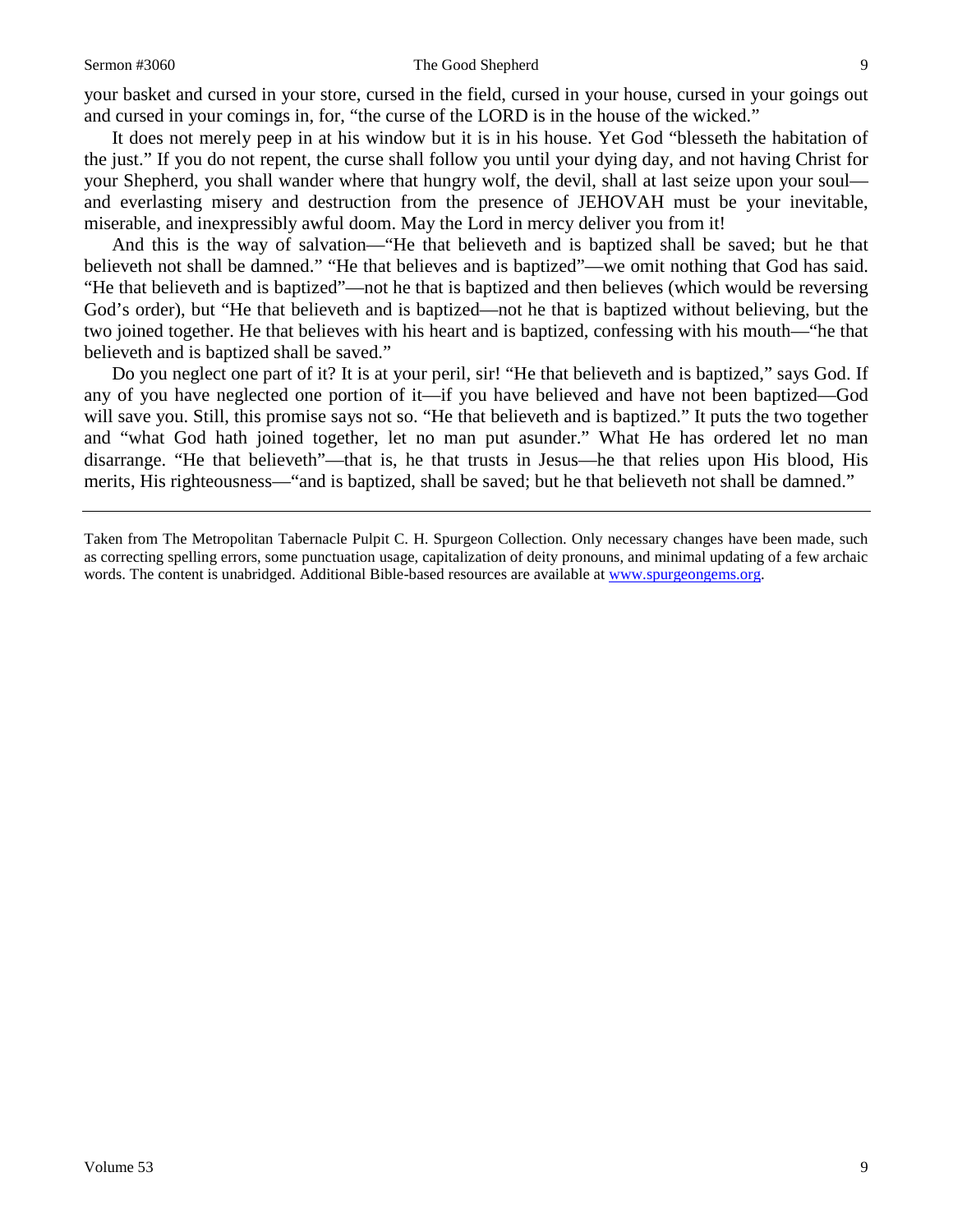your basket and cursed in your store, cursed in the field, cursed in your house, cursed in your goings out and cursed in your comings in, for, "the curse of the LORD is in the house of the wicked."

It does not merely peep in at his window but it is in his house. Yet God "blesseth the habitation of the just." If you do not repent, the curse shall follow you until your dying day, and not having Christ for your Shepherd, you shall wander where that hungry wolf, the devil, shall at last seize upon your soul—and everlasting misery and destruction from the presence of JEHOVAH must be your inevitable, miserable, and inexpressibly awful doom. May the Lord in mercy deliver you from it!

And this is the way of salvation—"He that believeth and is baptized shall be saved; but he that believeth not shall be damned." "He that believes and is baptized"—we omit nothing that God has said. "He that believeth and is baptized"—not he that is baptized and then believes (which would be reversing God's order), but "He that believeth and is baptized—not he that is baptized without believing, but the two joined together. He that believes with his heart and is baptized, confessing with his mouth—"he that believeth and is baptized shall be saved."

Do you neglect one part of it? It is at your peril, sir! "He that believeth and is baptized," says God. If any of you have neglected one portion of it—if you have believed and have not been baptized—God will save you. Still, this promise says not so. "He that believeth and is baptized." It puts the two together and "what God hath joined together, let no man put asunder." What He has ordered let no man disarrange. "He that believeth"—that is, he that trusts in Jesus—he that relies upon His blood, His merits, His righteousness—"and is baptized, shall be saved; but he that believeth not shall be damned."

---

Taken from The Metropolitan Tabernacle Pulpit C. H. Spurgeon Collection. Only necessary changes have been made, such as correcting spelling errors, some punctuation usage, capitalization of deity pronouns, and minimal updating of a few archaic words. The content is unabridged. Additional Bible-based resources are available at www.spurgeongems.org.